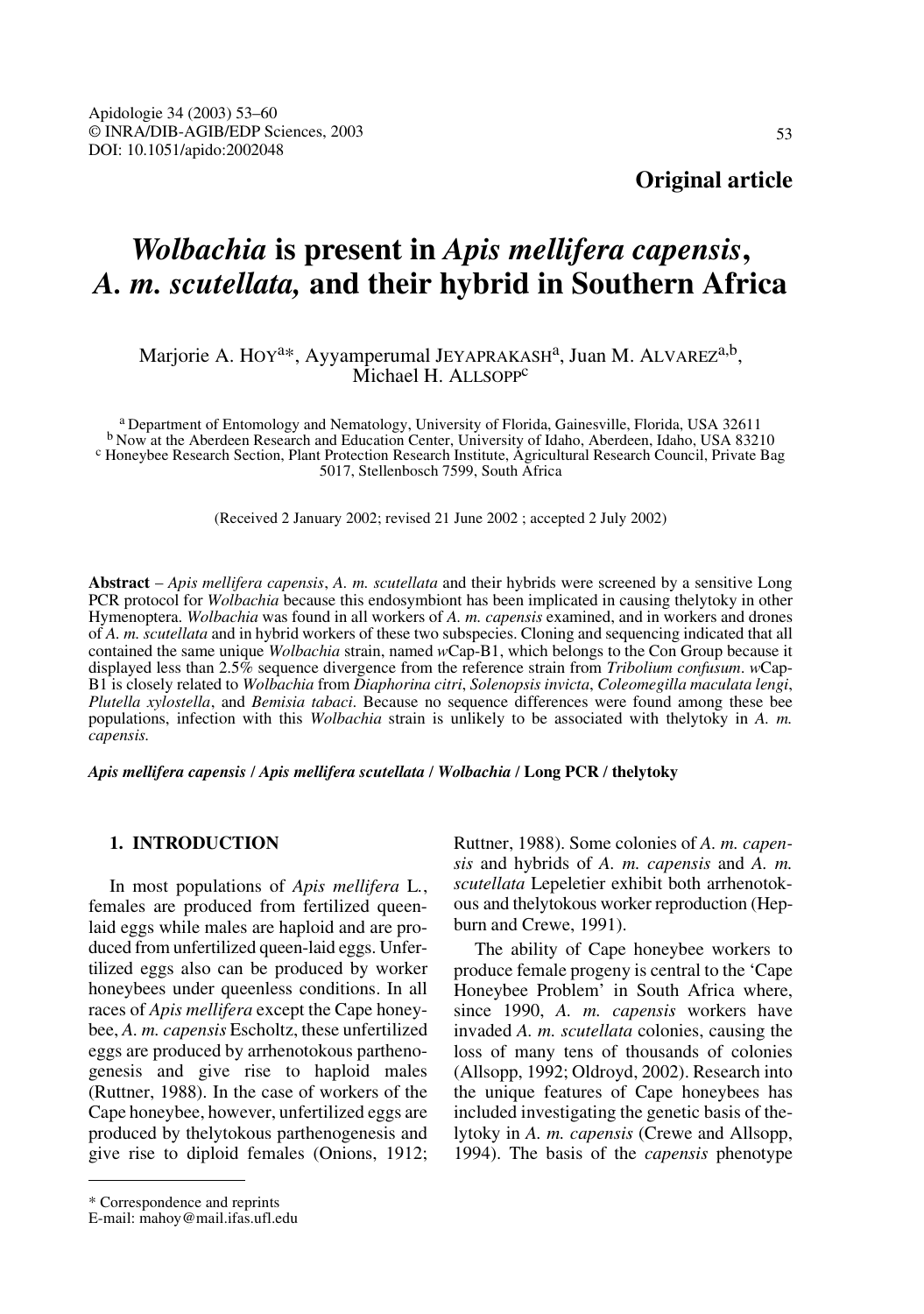**Original article**

# *Wolbachia* is present in *Apis mellifera capensis*, *A. m. scutellata*, and their hybrid in Southern Africa

Marjorie A. HOY[a]*, Ayyamperumal JEYAPRAKASH[a], Juan M. ALVAREZ[a,b], Michael H. ALLSOPP[c]

[a] Department of Entomology and Nematology, University of Florida, Gainesville, Florida, USA 32611
[b] Now at the Aberdeen Research and Education Center, University of Idaho, Aberdeen, Idaho, USA 83210
[c] Honeybee Research Section, Plant Protection Research Institute, Agricultural Research Council, Private Bag 5017, Stellenbosch 7599, South Africa

(Received 2 January 2002; revised 21 June 2002 ; accepted 2 July 2002)

**Abstract** – *Apis mellifera capensis*, *A. m. scutellata* and their hybrids were screened by a sensitive Long PCR protocol for *Wolbachia* because this endosymbiont has been implicated in causing thelytoky in other Hymenoptera. *Wolbachia* was found in all workers of *A. m. capensis* examined, and in workers and drones of *A. m. scutellata* and in hybrid workers of these two subspecies. Cloning and sequencing indicated that all contained the same unique *Wolbachia* strain, named *w*Cap-B1, which belongs to the Con Group because it displayed less than 2.5% sequence divergence from the reference strain from *Tribolium confusum*. *w*Cap-B1 is closely related to *Wolbachia* from *Diaphorina citri*, *Solenopsis invicta*, *Coleomegilla maculata lengi*, *Plutella xylostella*, and *Bemisia tabaci*. Because no sequence differences were found among these bee populations, infection with this *Wolbachia* strain is unlikely to be associated with thelytoky in *A. m. capensis.*

***Apis mellifera capensis* / *Apis mellifera scutellata* / *Wolbachia* / Long PCR / thelytoky**

## 1. INTRODUCTION

In most populations of *Apis mellifera* L., females are produced from fertilized queen-laid eggs while males are haploid and are produced from unfertilized queen-laid eggs. Unfertilized eggs also can be produced by worker honeybees under queenless conditions. In all races of *Apis mellifera* except the Cape honeybee, *A. m. capensis* Escholtz, these unfertilized eggs are produced by arrhenotokous parthenogenesis and give rise to haploid males (Ruttner, 1988). In the case of workers of the Cape honeybee, however, unfertilized eggs are produced by thelytokous parthenogenesis and give rise to diploid females (Onions, 1912; Ruttner, 1988). Some colonies of *A. m. capensis* and hybrids of *A. m. capensis* and *A. m. scutellata* Lepeletier exhibit both arrhenotokous and thelytokous worker reproduction (Hepburn and Crewe, 1991).

The ability of Cape honeybee workers to produce female progeny is central to the 'Cape Honeybee Problem' in South Africa where, since 1990, *A. m. capensis* workers have invaded *A. m. scutellata* colonies, causing the loss of many tens of thousands of colonies (Allsopp, 1992; Oldroyd, 2002). Research into the unique features of Cape honeybees has included investigating the genetic basis of thelytoky in *A. m. capensis* (Crewe and Allsopp, 1994). The basis of the *capensis* phenotype

* Correspondence and reprints
E-mail: mahoy@mail.ifas.ufl.edu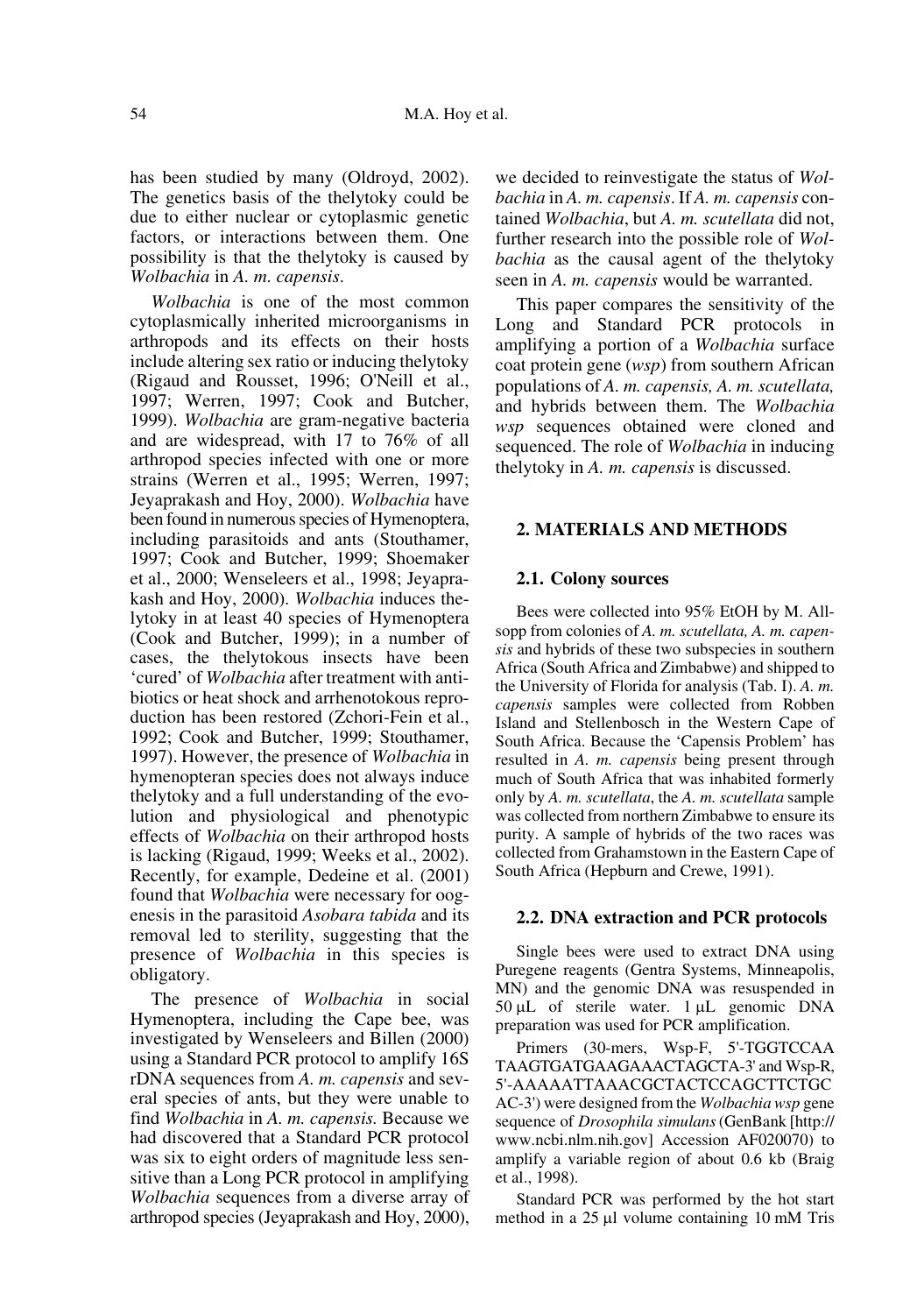has been studied by many (Oldroyd, 2002). The genetics basis of the thelytoky could be due to either nuclear or cytoplasmic genetic factors, or interactions between them. One possibility is that the thelytoky is caused by *Wolbachia* in *A. m. capensis*.

*Wolbachia* is one of the most common cytoplasmically inherited microorganisms in arthropods and its effects on their hosts include altering sex ratio or inducing thelytoky (Rigaud and Rousset, 1996; O'Neill et al., 1997; Werren, 1997; Cook and Butcher, 1999). *Wolbachia* are gram-negative bacteria and are widespread, with 17 to 76% of all arthropod species infected with one or more strains (Werren et al., 1995; Werren, 1997; Jeyaprakash and Hoy, 2000). *Wolbachia* have been found in numerous species of Hymenoptera, including parasitoids and ants (Stouthamer, 1997; Cook and Butcher, 1999; Shoemaker et al., 2000; Wenseleers et al., 1998; Jeyaprakash and Hoy, 2000). *Wolbachia* induces thelytoky in at least 40 species of Hymenoptera (Cook and Butcher, 1999); in a number of cases, the thelytokous insects have been 'cured' of *Wolbachia* after treatment with antibiotics or heat shock and arrhenotokous reproduction has been restored (Zchori-Fein et al., 1992; Cook and Butcher, 1999; Stouthamer, 1997). However, the presence of *Wolbachia* in hymenopteran species does not always induce thelytoky and a full understanding of the evolution and physiological and phenotypic effects of *Wolbachia* on their arthropod hosts is lacking (Rigaud, 1999; Weeks et al., 2002). Recently, for example, Dedeine et al. (2001) found that *Wolbachia* were necessary for oogenesis in the parasitoid *Asobara tabida* and its removal led to sterility, suggesting that the presence of *Wolbachia* in this species is obligatory.

The presence of *Wolbachia* in social Hymenoptera, including the Cape bee, was investigated by Wenseleers and Billen (2000) using a Standard PCR protocol to amplify 16S rDNA sequences from *A. m. capensis* and several species of ants, but they were unable to find *Wolbachia* in *A. m. capensis.* Because we had discovered that a Standard PCR protocol was six to eight orders of magnitude less sensitive than a Long PCR protocol in amplifying *Wolbachia* sequences from a diverse array of arthropod species (Jeyaprakash and Hoy, 2000), we decided to reinvestigate the status of *Wolbachia* in *A. m. capensis*. If *A. m. capensis* contained *Wolbachia*, but *A. m. scutellata* did not, further research into the possible role of *Wolbachia* as the causal agent of the thelytoky seen in *A. m. capensis* would be warranted.

This paper compares the sensitivity of the Long and Standard PCR protocols in amplifying a portion of a *Wolbachia* surface coat protein gene (*wsp*) from southern African populations of *A. m. capensis, A. m. scutellata,* and hybrids between them. The *Wolbachia wsp* sequences obtained were cloned and sequenced. The role of *Wolbachia* in inducing thelytoky in *A. m. capensis* is discussed.

## 2. MATERIALS AND METHODS

### 2.1. Colony sources

Bees were collected into 95% EtOH by M. Allsopp from colonies of *A. m. scutellata, A. m. capensis* and hybrids of these two subspecies in southern Africa (South Africa and Zimbabwe) and shipped to the University of Florida for analysis (Tab. I). *A. m. capensis* samples were collected from Robben Island and Stellenbosch in the Western Cape of South Africa. Because the 'Capensis Problem' has resulted in *A. m. capensis* being present through much of South Africa that was inhabited formerly only by *A. m. scutellata*, the *A. m. scutellata* sample was collected from northern Zimbabwe to ensure its purity. A sample of hybrids of the two races was collected from Grahamstown in the Eastern Cape of South Africa (Hepburn and Crewe, 1991).

### 2.2. DNA extraction and PCR protocols

Single bees were used to extract DNA using Puregene reagents (Gentra Systems, Minneapolis, MN) and the genomic DNA was resuspended in 50 μL of sterile water. 1 μL genomic DNA preparation was used for PCR amplification.

Primers (30-mers, Wsp-F, 5'-TGGTCCAA TAAGTGATGAAGAAACTAGCTA-3' and Wsp-R, 5'-AAAAATTAAACGCTACTCCAGCTTCTGC AC-3') were designed from the *Wolbachia wsp* gene sequence of *Drosophila simulans* (GenBank [http://www.ncbi.nlm.nih.gov] Accession AF020070) to amplify a variable region of about 0.6 kb (Braig et al., 1998).

Standard PCR was performed by the hot start method in a 25 μl volume containing 10 mM Tris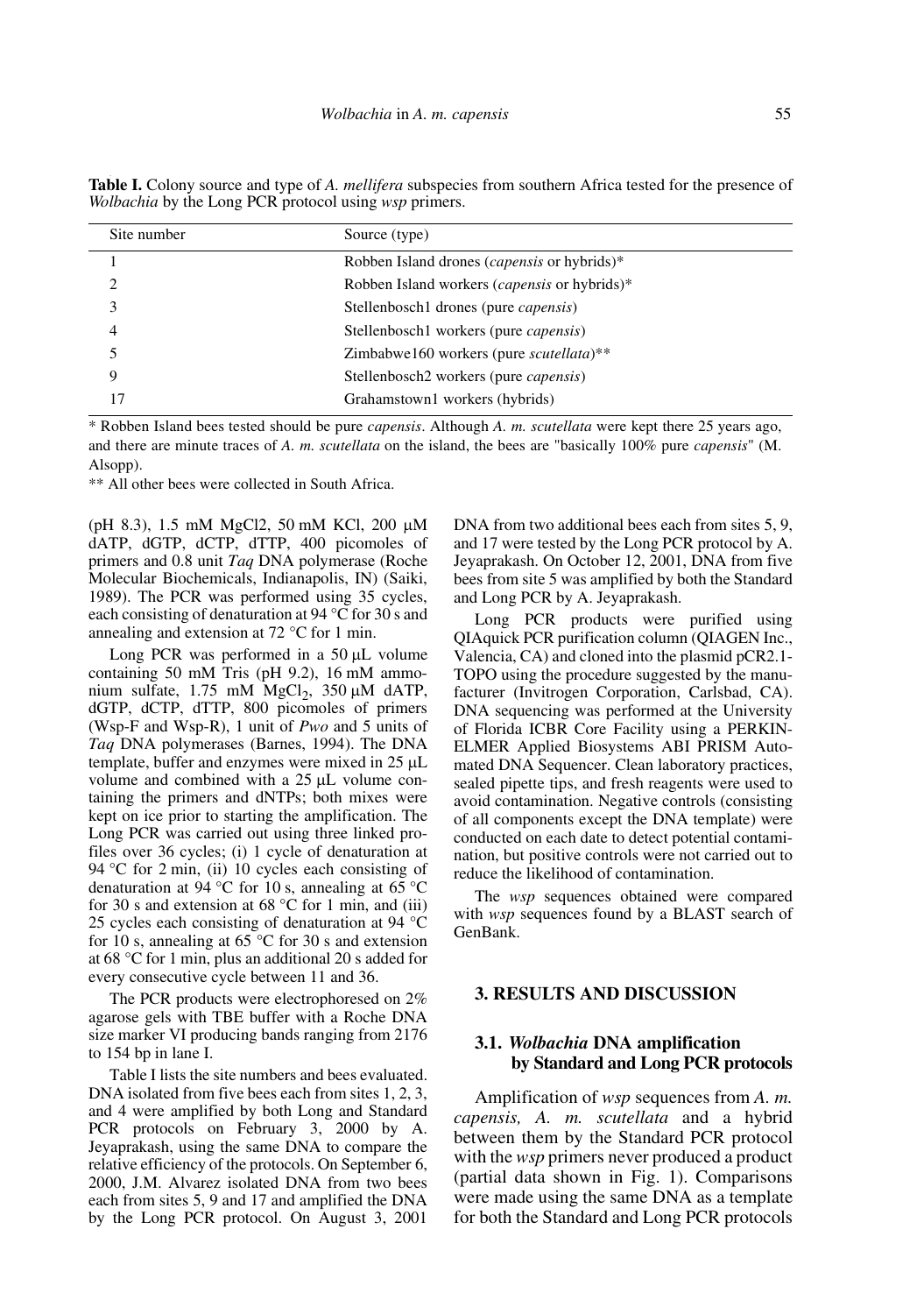**Table I.** Colony source and type of *A. mellifera* subspecies from southern Africa tested for the presence of *Wolbachia* by the Long PCR protocol using *wsp* primers.

| Site number | Source (type) |
|---|---|
| 1 | Robben Island drones (*capensis* or hybrids)* |
| 2 | Robben Island workers (*capensis* or hybrids)* |
| 3 | Stellenbosch1 drones (pure *capensis*) |
| 4 | Stellenbosch1 workers (pure *capensis*) |
| 5 | Zimbabwe160 workers (pure *scutellata*)** |
| 9 | Stellenbosch2 workers (pure *capensis*) |
| 17 | Grahamstown1 workers (hybrids) |

\* Robben Island bees tested should be pure *capensis*. Although *A. m. scutellata* were kept there 25 years ago, and there are minute traces of *A. m. scutellata* on the island, the bees are "basically 100% pure *capensis*" (M. Alsopp).

\** All other bees were collected in South Africa.

(pH 8.3), 1.5 mM MgCl2, 50 mM KCl, 200 µM dATP, dGTP, dCTP, dTTP, 400 picomoles of primers and 0.8 unit *Taq* DNA polymerase (Roche Molecular Biochemicals, Indianapolis, IN) (Saiki, 1989). The PCR was performed using 35 cycles, each consisting of denaturation at 94 °C for 30 s and annealing and extension at 72 °C for 1 min.

Long PCR was performed in a 50 µL volume containing 50 mM Tris (pH 9.2), 16 mM ammonium sulfate, 1.75 mM $MgCl_2$, 350 µM dATP, dGTP, dCTP, dTTP, 800 picomoles of primers (Wsp-F and Wsp-R), 1 unit of *Pwo* and 5 units of *Taq* DNA polymerases (Barnes, 1994). The DNA template, buffer and enzymes were mixed in 25 µL volume and combined with a 25 µL volume containing the primers and dNTPs; both mixes were kept on ice prior to starting the amplification. The Long PCR was carried out using three linked profiles over 36 cycles; (i) 1 cycle of denaturation at 94 °C for 2 min, (ii) 10 cycles each consisting of denaturation at 94 °C for 10 s, annealing at 65 °C for 30 s and extension at 68 °C for 1 min, and (iii) 25 cycles each consisting of denaturation at 94 °C for 10 s, annealing at 65 °C for 30 s and extension at 68 °C for 1 min, plus an additional 20 s added for every consecutive cycle between 11 and 36.

The PCR products were electrophoresed on 2% agarose gels with TBE buffer with a Roche DNA size marker VI producing bands ranging from 2176 to 154 bp in lane I.

Table I lists the site numbers and bees evaluated. DNA isolated from five bees each from sites 1, 2, 3, and 4 were amplified by both Long and Standard PCR protocols on February 3, 2000 by A. Jeyaprakash, using the same DNA to compare the relative efficiency of the protocols. On September 6, 2000, J.M. Alvarez isolated DNA from two bees each from sites 5, 9 and 17 and amplified the DNA by the Long PCR protocol. On August 3, 2001 DNA from two additional bees each from sites 5, 9, and 17 were tested by the Long PCR protocol by A. Jeyaprakash. On October 12, 2001, DNA from five bees from site 5 was amplified by both the Standard and Long PCR by A. Jeyaprakash.

Long PCR products were purified using QIAquick PCR purification column (QIAGEN Inc., Valencia, CA) and cloned into the plasmid pCR2.1-TOPO using the procedure suggested by the manufacturer (Invitrogen Corporation, Carlsbad, CA). DNA sequencing was performed at the University of Florida ICBR Core Facility using a PERKIN-ELMER Applied Biosystems ABI PRISM Automated DNA Sequencer. Clean laboratory practices, sealed pipette tips, and fresh reagents were used to avoid contamination. Negative controls (consisting of all components except the DNA template) were conducted on each date to detect potential contamination, but positive controls were not carried out to reduce the likelihood of contamination.

The *wsp* sequences obtained were compared with *wsp* sequences found by a BLAST search of GenBank.

## 3. RESULTS AND DISCUSSION

### 3.1. *Wolbachia* DNA amplification by Standard and Long PCR protocols

Amplification of *wsp* sequences from *A. m. capensis, A. m. scutellata* and a hybrid between them by the Standard PCR protocol with the *wsp* primers never produced a product (partial data shown in Fig. 1). Comparisons were made using the same DNA as a template for both the Standard and Long PCR protocols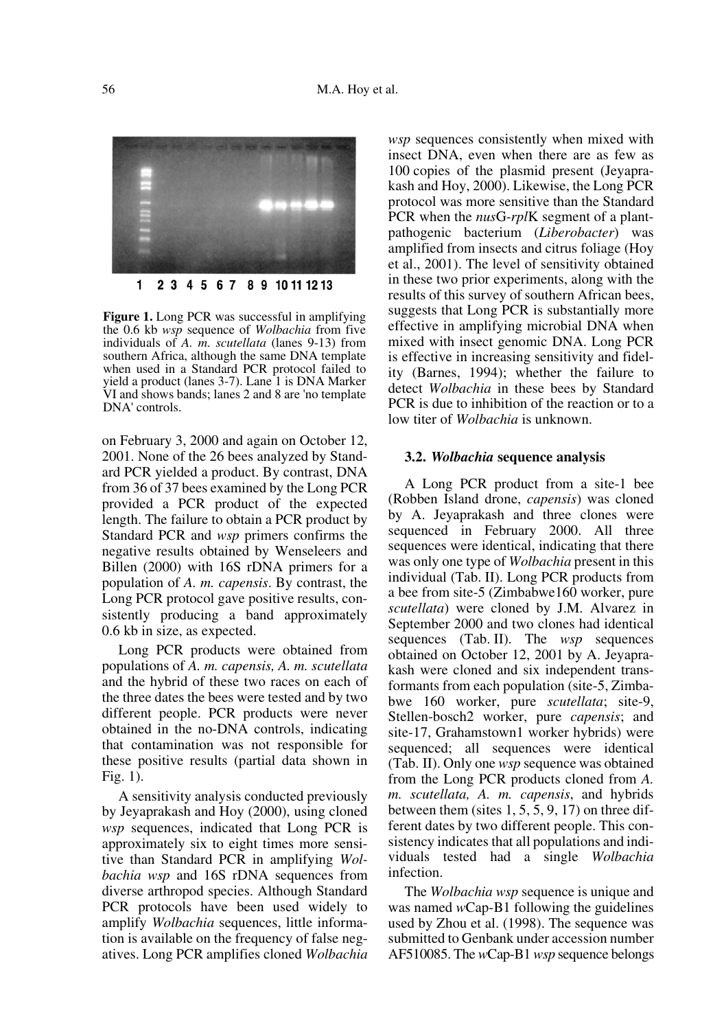**Figure 1.** Long PCR was successful in amplifying the 0.6 kb *wsp* sequence of *Wolbachia* from five individuals of *A. m. scutellata* (lanes 9-13) from southern Africa, although the same DNA template when used in a Standard PCR protocol failed to yield a product (lanes 3-7). Lane 1 is DNA Marker VI and shows bands; lanes 2 and 8 are 'no template DNA' controls.

on February 3, 2000 and again on October 12, 2001. None of the 26 bees analyzed by Standard PCR yielded a product. By contrast, DNA from 36 of 37 bees examined by the Long PCR provided a PCR product of the expected length. The failure to obtain a PCR product by Standard PCR and *wsp* primers confirms the negative results obtained by Wenseleers and Billen (2000) with 16S rDNA primers for a population of *A. m. capensis*. By contrast, the Long PCR protocol gave positive results, consistently producing a band approximately 0.6 kb in size, as expected.

Long PCR products were obtained from populations of *A. m. capensis, A. m. scutellata* and the hybrid of these two races on each of the three dates the bees were tested and by two different people. PCR products were never obtained in the no-DNA controls, indicating that contamination was not responsible for these positive results (partial data shown in Fig. 1).

A sensitivity analysis conducted previously by Jeyaprakash and Hoy (2000), using cloned *wsp* sequences, indicated that Long PCR is approximately six to eight times more sensitive than Standard PCR in amplifying *Wolbachia wsp* and 16S rDNA sequences from diverse arthropod species. Although Standard PCR protocols have been used widely to amplify *Wolbachia* sequences, little information is available on the frequency of false negatives. Long PCR amplifies cloned *Wolbachia* *wsp* sequences consistently when mixed with insect DNA, even when there are as few as 100 copies of the plasmid present (Jeyaprakash and Hoy, 2000). Likewise, the Long PCR protocol was more sensitive than the Standard PCR when the *nus*G-*rpl*K segment of a plant-pathogenic bacterium (*Liberobacter*) was amplified from insects and citrus foliage (Hoy et al., 2001). The level of sensitivity obtained in these two prior experiments, along with the results of this survey of southern African bees, suggests that Long PCR is substantially more effective in amplifying microbial DNA when mixed with insect genomic DNA. Long PCR is effective in increasing sensitivity and fidelity (Barnes, 1994); whether the failure to detect *Wolbachia* in these bees by Standard PCR is due to inhibition of the reaction or to a low titer of *Wolbachia* is unknown.

### 3.2. *Wolbachia* sequence analysis

A Long PCR product from a site-1 bee (Robben Island drone, *capensis*) was cloned by A. Jeyaprakash and three clones were sequenced in February 2000. All three sequences were identical, indicating that there was only one type of *Wolbachia* present in this individual (Tab. II). Long PCR products from a bee from site-5 (Zimbabwe160 worker, pure *scutellata*) were cloned by J.M. Alvarez in September 2000 and two clones had identical sequences (Tab. II). The *wsp* sequences obtained on October 12, 2001 by A. Jeyaprakash were cloned and six independent transformants from each population (site-5, Zimbabwe 160 worker, pure *scutellata*; site-9, Stellen-bosch2 worker, pure *capensis*; and site-17, Grahamstown1 worker hybrids) were sequenced; all sequences were identical (Tab. II). Only one *wsp* sequence was obtained from the Long PCR products cloned from *A. m. scutellata, A. m. capensis*, and hybrids between them (sites 1, 5, 5, 9, 17) on three different dates by two different people. This consistency indicates that all populations and individuals tested had a single *Wolbachia* infection.

The *Wolbachia wsp* sequence is unique and was named *w*Cap-B1 following the guidelines used by Zhou et al. (1998). The sequence was submitted to Genbank under accession number AF510085. The *w*Cap-B1 *wsp* sequence belongs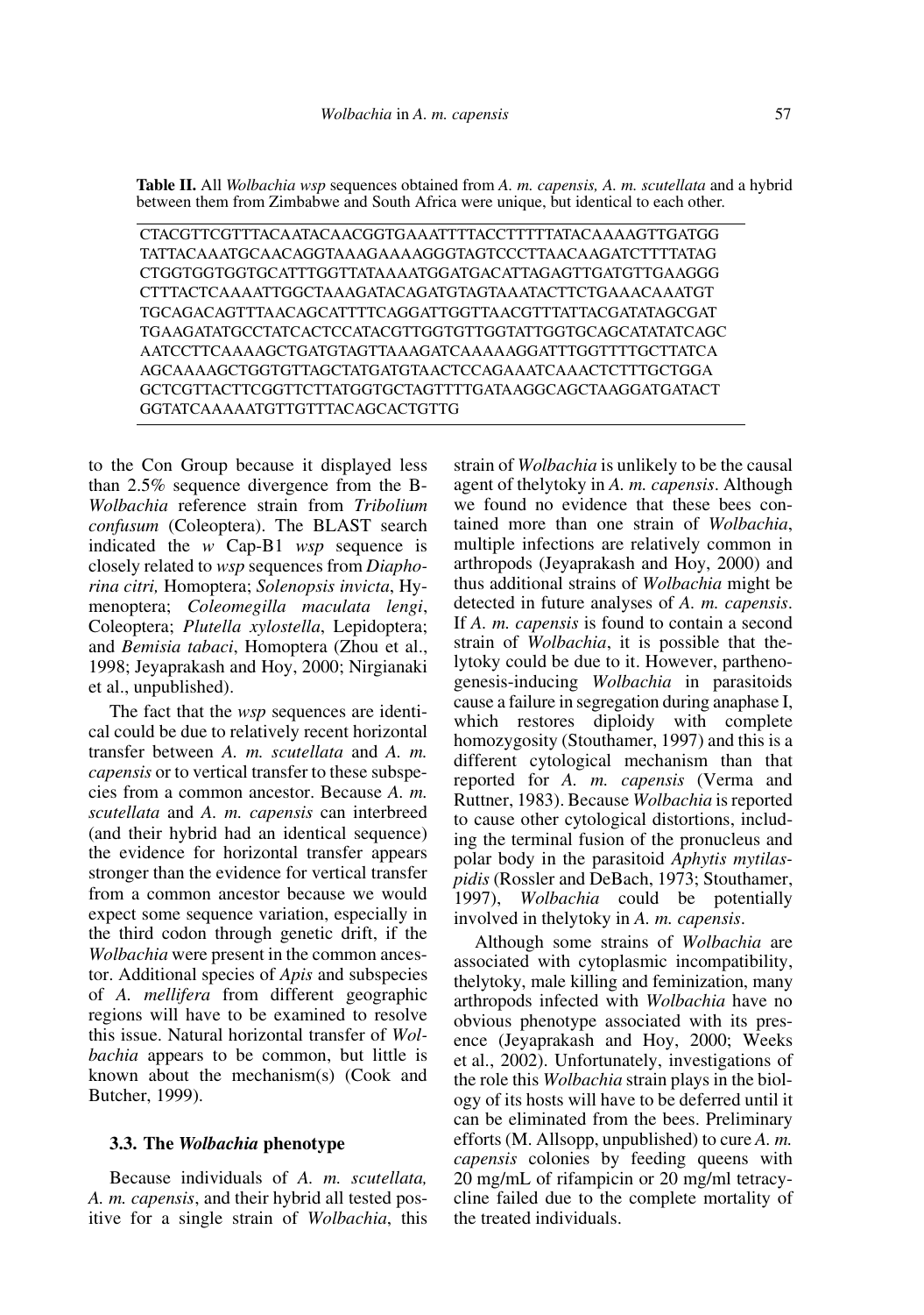**Table II.** All *Wolbachia wsp* sequences obtained from *A. m. capensis, A. m. scutellata* and a hybrid between them from Zimbabwe and South Africa were unique, but identical to each other.

```
CTACGTTCGTTTACAATACAACGGTGAAATTTTACCTTTTTATACAAAAGTTGATGG
TATTACAAATGCAACAGGTAAAGAAAAGGGTAGTCCCTTAACAAGATCTTTTATAG
CTGGTGGTGGTGCATTTGGTTATAAAATGGATGACATTAGAGTTGATGTTGAAGGG
CTTTACTCAAAATTGGCTAAAGATACAGATGTAGTAAATACTTCTGAAACAAATGT
TGCAGACAGTTTAACAGCATTTTCAGGATTGGTTAACGTTTATTACGATATAGCGAT
TGAAGATATGCCTATCACTCCATACGTTGGTGTTGGTATTGGTGCAGCATATATCAGC
AATCCTTCAAAAGCTGATGTAGTTAAAGATCAAAAAGGATTTGGTTTTGCTTATCA
AGCAAAAGCTGGTGTTAGCTATGATGTAACTCCAGAAATCAAACTCTTTGCTGGA
GCTCGTTACTTCGGTTCTTATGGTGCTAGTTTTGATAAGGCAGCTAAGGATGATACT
GGTATCAAAAATGTTGTTTACAGCACTGTTG
```

to the Con Group because it displayed less than 2.5% sequence divergence from the B-*Wolbachia* reference strain from *Tribolium confusum* (Coleoptera). The BLAST search indicated the *w* Cap-B1 *wsp* sequence is closely related to *wsp* sequences from *Diaphorina citri,* Homoptera; *Solenopsis invicta*, Hymenoptera; *Coleomegilla maculata lengi*, Coleoptera; *Plutella xylostella*, Lepidoptera; and *Bemisia tabaci*, Homoptera (Zhou et al., 1998; Jeyaprakash and Hoy, 2000; Nirgianaki et al., unpublished).

The fact that the *wsp* sequences are identical could be due to relatively recent horizontal transfer between *A. m. scutellata* and *A. m. capensis* or to vertical transfer to these subspecies from a common ancestor. Because *A. m. scutellata* and *A. m. capensis* can interbreed (and their hybrid had an identical sequence) the evidence for horizontal transfer appears stronger than the evidence for vertical transfer from a common ancestor because we would expect some sequence variation, especially in the third codon through genetic drift, if the *Wolbachia* were present in the common ancestor. Additional species of *Apis* and subspecies of *A. mellifera* from different geographic regions will have to be examined to resolve this issue. Natural horizontal transfer of *Wolbachia* appears to be common, but little is known about the mechanism(s) (Cook and Butcher, 1999).

### 3.3. The *Wolbachia* phenotype

Because individuals of *A. m. scutellata, A. m. capensis*, and their hybrid all tested positive for a single strain of *Wolbachia*, this strain of *Wolbachia* is unlikely to be the causal agent of thelytoky in *A. m. capensis*. Although we found no evidence that these bees contained more than one strain of *Wolbachia*, multiple infections are relatively common in arthropods (Jeyaprakash and Hoy, 2000) and thus additional strains of *Wolbachia* might be detected in future analyses of *A. m. capensis*. If *A. m. capensis* is found to contain a second strain of *Wolbachia*, it is possible that thelytoky could be due to it. However, parthenogenesis-inducing *Wolbachia* in parasitoids cause a failure in segregation during anaphase I, which restores diploidy with complete homozygosity (Stouthamer, 1997) and this is a different cytological mechanism than that reported for *A. m. capensis* (Verma and Ruttner, 1983). Because *Wolbachia* is reported to cause other cytological distortions, including the terminal fusion of the pronucleus and polar body in the parasitoid *Aphytis mytilaspidis* (Rossler and DeBach, 1973; Stouthamer, 1997), *Wolbachia* could be potentially involved in thelytoky in *A. m. capensis*.

Although some strains of *Wolbachia* are associated with cytoplasmic incompatibility, thelytoky, male killing and feminization, many arthropods infected with *Wolbachia* have no obvious phenotype associated with its presence (Jeyaprakash and Hoy, 2000; Weeks et al., 2002). Unfortunately, investigations of the role this *Wolbachia* strain plays in the biology of its hosts will have to be deferred until it can be eliminated from the bees. Preliminary efforts (M. Allsopp, unpublished) to cure *A. m. capensis* colonies by feeding queens with 20 mg/mL of rifampicin or 20 mg/ml tetracycline failed due to the complete mortality of the treated individuals.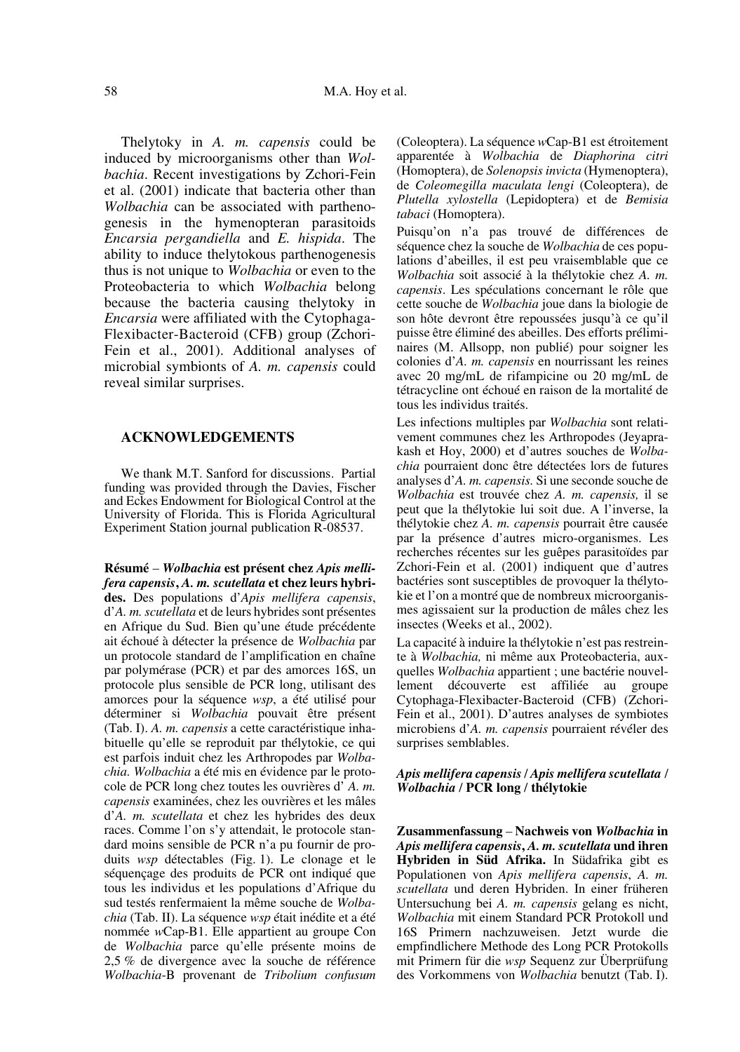Thelytoky in *A. m. capensis* could be induced by microorganisms other than *Wolbachia*. Recent investigations by Zchori-Fein et al. (2001) indicate that bacteria other than *Wolbachia* can be associated with parthenogenesis in the hymenopteran parasitoids *Encarsia pergandiella* and *E. hispida*. The ability to induce thelytokous parthenogenesis thus is not unique to *Wolbachia* or even to the Proteobacteria to which *Wolbachia* belong because the bacteria causing thelytoky in *Encarsia* were affiliated with the Cytophaga-Flexibacter-Bacteroid (CFB) group (Zchori-Fein et al., 2001). Additional analyses of microbial symbionts of *A. m. capensis* could reveal similar surprises.

## ACKNOWLEDGEMENTS

We thank M.T. Sanford for discussions. Partial funding was provided through the Davies, Fischer and Eckes Endowment for Biological Control at the University of Florida. This is Florida Agricultural Experiment Station journal publication R-08537.

**Résumé** – ***Wolbachia* est présent chez *Apis mellifera capensis*, *A. m. scutellata* et chez leurs hybrides.** Des populations d'*Apis mellifera capensis*, d'*A. m. scutellata* et de leurs hybrides sont présentes en Afrique du Sud. Bien qu'une étude précédente ait échoué à détecter la présence de *Wolbachia* par un protocole standard de l'amplification en chaîne par polymérase (PCR) et par des amorces 16S, un protocole plus sensible de PCR long, utilisant des amorces pour la séquence *wsp*, a été utilisé pour déterminer si *Wolbachia* pouvait être présent (Tab. I). *A. m. capensis* a cette caractéristique inhabituelle qu'elle se reproduit par thélytokie, ce qui est parfois induit chez les Arthropodes par *Wolbachia*. *Wolbachia* a été mis en évidence par le protocole de PCR long chez toutes les ouvrières d' *A. m. capensis* examinées, chez les ouvrières et les mâles d'*A. m. scutellata* et chez les hybrides des deux races. Comme l'on s'y attendait, le protocole standard moins sensible de PCR n'a pu fournir de produits *wsp* détectables (Fig. 1). Le clonage et le séquençage des produits de PCR ont indiqué que tous les individus et les populations d'Afrique du sud testés renfermaient la même souche de *Wolbachia* (Tab. II). La séquence *wsp* était inédite et a été nommée *w*Cap-B1. Elle appartient au groupe Con de *Wolbachia* parce qu'elle présente moins de 2,5 % de divergence avec la souche de référence *Wolbachia*-B provenant de *Tribolium confusum* (Coleoptera). La séquence *w*Cap-B1 est étroitement apparentée à *Wolbachia* de *Diaphorina citri* (Homoptera), de *Solenopsis invicta* (Hymenoptera), de *Coleomegilla maculata lengi* (Coleoptera), de *Plutella xylostella* (Lepidoptera) et de *Bemisia tabaci* (Homoptera).

Puisqu'on n'a pas trouvé de différences de séquence chez la souche de *Wolbachia* de ces populations d'abeilles, il est peu vraisemblable que ce *Wolbachia* soit associé à la thélytokie chez *A. m. capensis*. Les spéculations concernant le rôle que cette souche de *Wolbachia* joue dans la biologie de son hôte devront être repoussées jusqu'à ce qu'il puisse être éliminé des abeilles. Des efforts préliminaires (M. Allsopp, non publié) pour soigner les colonies d'*A. m. capensis* en nourrissant les reines avec 20 mg/mL de rifampicine ou 20 mg/mL de tétracycline ont échoué en raison de la mortalité de tous les individus traités.

Les infections multiples par *Wolbachia* sont relativement communes chez les Arthropodes (Jeyaprakash et Hoy, 2000) et d'autres souches de *Wolbachia* pourraient donc être détectées lors de futures analyses d'*A. m. capensis.* Si une seconde souche de *Wolbachia* est trouvée chez *A. m. capensis,* il se peut que la thélytokie lui soit due. A l'inverse, la thélytokie chez *A. m. capensis* pourrait être causée par la présence d'autres micro-organismes. Les recherches récentes sur les guêpes parasitoïdes par Zchori-Fein et al. (2001) indiquent que d'autres bactéries sont susceptibles de provoquer la thélytokie et l'on a montré que de nombreux microorganismes agissaient sur la production de mâles chez les insectes (Weeks et al., 2002).

La capacité à induire la thélytokie n'est pas restreinte à *Wolbachia,* ni même aux Proteobacteria, auxquelles *Wolbachia* appartient ; une bactérie nouvellement découverte est affiliée au groupe Cytophaga-Flexibacter-Bacteroid (CFB) (Zchori-Fein et al., 2001). D'autres analyses de symbiotes microbiens d'*A. m. capensis* pourraient révéler des surprises semblables.

***Apis mellifera capensis* / *Apis mellifera scutellata* / *Wolbachia* / PCR long / thélytokie**

**Zusammenfassung** – **Nachweis von *Wolbachia* in *Apis mellifera capensis*, *A. m. scutellata* und ihren Hybriden in Süd Afrika.** In Südafrika gibt es Populationen von *Apis mellifera capensis*, *A. m. scutellata* und deren Hybriden. In einer früheren Untersuchung bei *A. m. capensis* gelang es nicht, *Wolbachia* mit einem Standard PCR Protokoll und 16S Primern nachzuweisen. Jetzt wurde die empfindlichere Methode des Long PCR Protokolls mit Primern für die *wsp* Sequenz zur Überprüfung des Vorkommens von *Wolbachia* benutzt (Tab. I).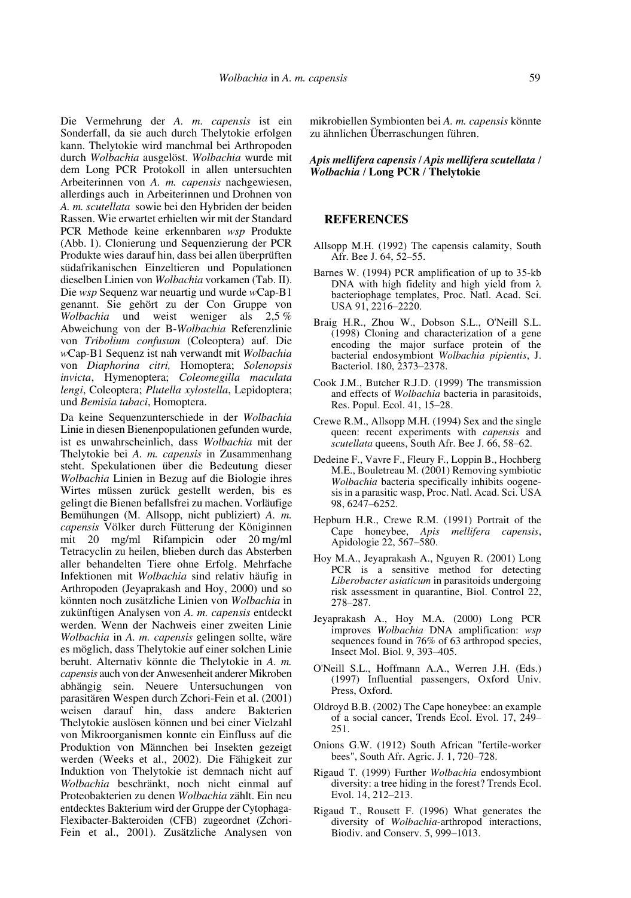Die Vermehrung der *A. m. capensis* ist ein Sonderfall, da sie auch durch Thelytokie erfolgen kann. Thelytokie wird manchmal bei Arthropoden durch *Wolbachia* ausgelöst. *Wolbachia* wurde mit dem Long PCR Protokoll in allen untersuchten Arbeiterinnen von *A. m. capensis* nachgewiesen, allerdings auch in Arbeiterinnen und Drohnen von *A. m. scutellata* sowie bei den Hybriden der beiden Rassen. Wie erwartet erhielten wir mit der Standard PCR Methode keine erkennbaren *wsp* Produkte (Abb. 1). Clonierung und Sequenzierung der PCR Produkte wies darauf hin, dass bei allen überprüften südafrikanischen Einzeltieren und Populationen dieselben Linien von *Wolbachia* vorkamen (Tab. II). Die *wsp* Sequenz war neuartig und wurde *w*Cap-B1 genannt. Sie gehört zu der Con Gruppe von *Wolbachia* und weist weniger als 2,5 % Abweichung von der B-*Wolbachia* Referenzlinie von *Tribolium confusum* (Coleoptera) auf. Die *w*Cap-B1 Sequenz ist nah verwandt mit *Wolbachia* von *Diaphorina citri,* Homoptera; *Solenopsis invicta*, Hymenoptera; *Coleomegilla maculata lengi*, Coleoptera; *Plutella xylostella*, Lepidoptera; und *Bemisia tabaci*, Homoptera.

Da keine Sequenzunterschiede in der *Wolbachia* Linie in diesen Bienenpopulationen gefunden wurde, ist es unwahrscheinlich, dass *Wolbachia* mit der Thelytokie bei *A. m. capensis* in Zusammenhang steht. Spekulationen über die Bedeutung dieser *Wolbachia* Linien in Bezug auf die Biologie ihres Wirtes müssen zurück gestellt werden, bis es gelingt die Bienen befallsfrei zu machen. Vorläufige Bemühungen (M. Allsopp, nicht publiziert) *A. m. capensis* Völker durch Fütterung der Königinnen mit 20 mg/ml Rifampicin oder 20 mg/ml Tetracyclin zu heilen, blieben durch das Absterben aller behandelten Tiere ohne Erfolg. Mehrfache Infektionen mit *Wolbachia* sind relativ häufig in Arthropoden (Jeyaprakash and Hoy, 2000) und so könnten noch zusätzliche Linien von *Wolbachia* in zukünftigen Analysen von *A. m. capensis* entdeckt werden. Wenn der Nachweis einer zweiten Linie *Wolbachia* in *A. m. capensis* gelingen sollte, wäre es möglich, dass Thelytokie auf einer solchen Linie beruht. Alternativ könnte die Thelytokie in *A. m. capensis* auch von der Anwesenheit anderer Mikroben abhängig sein. Neuere Untersuchungen von parasitären Wespen durch Zchori-Fein et al. (2001) weisen darauf hin, dass andere Bakterien Thelytokie auslösen können und bei einer Vielzahl von Mikroorganismen konnte ein Einfluss auf die Produktion von Männchen bei Insekten gezeigt werden (Weeks et al., 2002). Die Fähigkeit zur Induktion von Thelytokie ist demnach nicht auf *Wolbachia* beschränkt, noch nicht einmal auf Proteobakterien zu denen *Wolbachia* zählt. Ein neu entdecktes Bakterium wird der Gruppe der Cytophaga-Flexibacter-Bakteroiden (CFB) zugeordnet (Zchori-Fein et al., 2001). Zusätzliche Analysen von mikrobiellen Symbionten bei *A. m. capensis* könnte zu ähnlichen Überraschungen führen.

***Apis mellifera capensis* / *Apis mellifera scutellata* / *Wolbachia* / Long PCR / Thelytokie**

## REFERENCES

Allsopp M.H. (1992) The capensis calamity, South Afr. Bee J. 64, 52–55.

Barnes W. (1994) PCR amplification of up to 35-kb DNA with high fidelity and high yield from λ bacteriophage templates, Proc. Natl. Acad. Sci. USA 91, 2216–2220.

Braig H.R., Zhou W., Dobson S.L., O'Neill S.L. (1998) Cloning and characterization of a gene encoding the major surface protein of the bacterial endosymbiont *Wolbachia pipientis*, J. Bacteriol. 180, 2373–2378.

Cook J.M., Butcher R.J.D. (1999) The transmission and effects of *Wolbachia* bacteria in parasitoids, Res. Popul. Ecol. 41, 15–28.

Crewe R.M., Allsopp M.H. (1994) Sex and the single queen: recent experiments with *capensis* and *scutellata* queens, South Afr. Bee J. 66, 58–62.

Dedeine F., Vavre F., Fleury F., Loppin B., Hochberg M.E., Bouletreau M. (2001) Removing symbiotic *Wolbachia* bacteria specifically inhibits oogenesis in a parasitic wasp, Proc. Natl. Acad. Sci. USA 98, 6247–6252.

Hepburn H.R., Crewe R.M. (1991) Portrait of the Cape honeybee, *Apis mellifera capensis*, Apidologie 22, 567–580.

Hoy M.A., Jeyaprakash A., Nguyen R. (2001) Long PCR is a sensitive method for detecting *Liberobacter asiaticum* in parasitoids undergoing risk assessment in quarantine, Biol. Control 22, 278–287.

Jeyaprakash A., Hoy M.A. (2000) Long PCR improves *Wolbachia* DNA amplification: *wsp* sequences found in 76% of 63 arthropod species, Insect Mol. Biol. 9, 393–405.

O'Neill S.L., Hoffmann A.A., Werren J.H. (Eds.) (1997) Influential passengers, Oxford Univ. Press, Oxford.

Oldroyd B.B. (2002) The Cape honeybee: an example of a social cancer, Trends Ecol. Evol. 17, 249–251.

Onions G.W. (1912) South African "fertile-worker bees", South Afr. Agric. J. 1, 720–728.

Rigaud T. (1999) Further *Wolbachia* endosymbiont diversity: a tree hiding in the forest? Trends Ecol. Evol. 14, 212–213.

Rigaud T., Rousett F. (1996) What generates the diversity of *Wolbachia*-arthropod interactions, Biodiv. and Conserv. 5, 999–1013.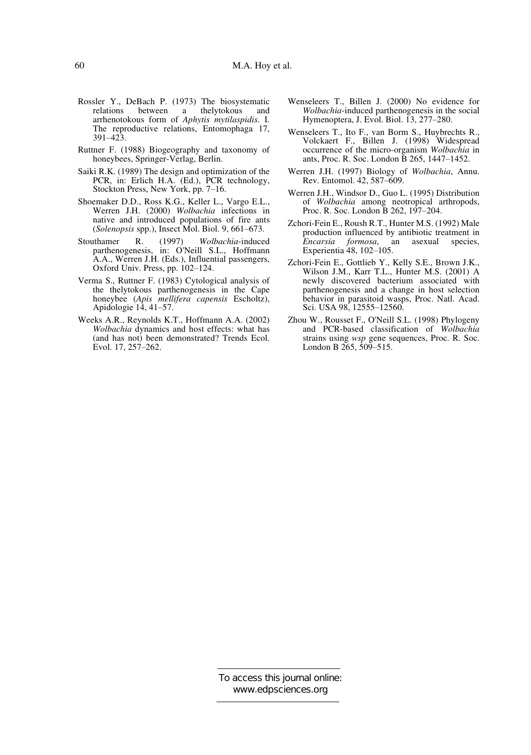Rossler Y., DeBach P. (1973) The biosystematic relations between a thelytokous and arrhenotokous form of *Aphytis mytilaspidis*. I. The reproductive relations, Entomophaga 17, 391–423.

Ruttner F. (1988) Biogeography and taxonomy of honeybees, Springer-Verlag, Berlin.

Saiki R.K. (1989) The design and optimization of the PCR, in: Erlich H.A. (Ed.), PCR technology, Stockton Press, New York, pp. 7–16.

Shoemaker D.D., Ross K.G., Keller L., Vargo E.L., Werren J.H. (2000) *Wolbachia* infections in native and introduced populations of fire ants (*Solenopsis* spp.), Insect Mol. Biol. 9, 661–673.

Stouthamer R. (1997) *Wolbachia*-induced parthenogenesis, in: O'Neill S.L., Hoffmann A.A., Werren J.H. (Eds.), Influential passengers, Oxford Univ. Press, pp. 102–124.

Verma S., Ruttner F. (1983) Cytological analysis of the thelytokous parthenogenesis in the Cape honeybee (*Apis mellifera capensis* Escholtz), Apidologie 14, 41–57.

Weeks A.R., Reynolds K.T., Hoffmann A.A. (2002) *Wolbachia* dynamics and host effects: what has (and has not) been demonstrated? Trends Ecol. Evol. 17, 257–262.

Wenseleers T., Billen J. (2000) No evidence for *Wolbachia*-induced parthenogenesis in the social Hymenoptera, J. Evol. Biol. 13, 277–280.

Wenseleers T., Ito F., van Borm S., Huybrechts R., Volckaert F., Billen J. (1998) Widespread occurrence of the micro-organism *Wolbachia* in ants, Proc. R. Soc. London B 265, 1447–1452.

Werren J.H. (1997) Biology of *Wolbachia*, Annu. Rev. Entomol. 42, 587–609.

Werren J.H., Windsor D., Guo L. (1995) Distribution of *Wolbachia* among neotropical arthropods, Proc. R. Soc. London B 262, 197–204.

Zchori-Fein E., Roush R.T., Hunter M.S. (1992) Male production influenced by antibiotic treatment in *Encarsia formosa*, an asexual species, Experientia 48, 102–105.

Zchori-Fein E., Gottlieb Y., Kelly S.E., Brown J.K., Wilson J.M., Karr T.L., Hunter M.S. (2001) A newly discovered bacterium associated with parthenogenesis and a change in host selection behavior in parasitoid wasps, Proc. Natl. Acad. Sci. USA 98, 12555–12560.

Zhou W., Rousset F., O'Neill S.L. (1998) Phylogeny and PCR-based classification of *Wolbachia* strains using *wsp* gene sequences, Proc. R. Soc. London B 265, 509–515.

To access this journal online:
www.edpsciences.org